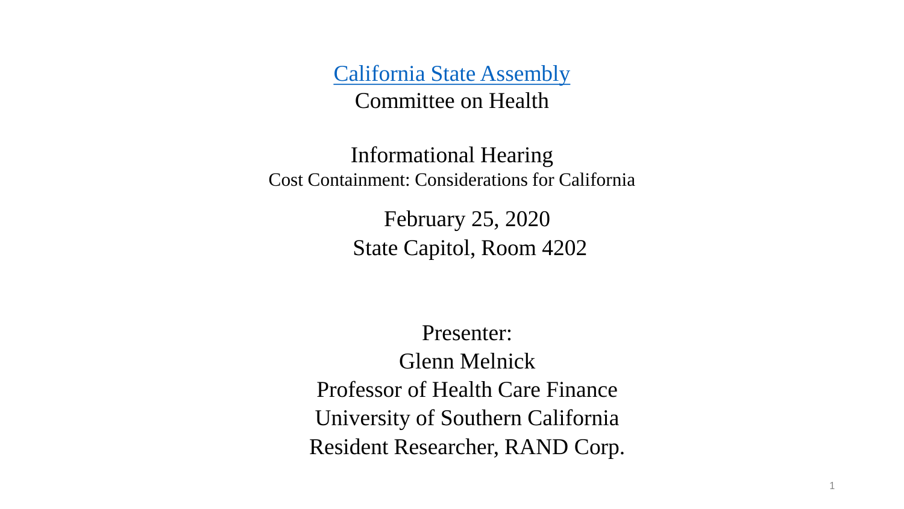[California State Assembly]

Committee on Health

# Informational Hearing

## Cost Containment: Considerations for California

February 25, 2020

State Capitol, Room 4202

Presenter:

Glenn Melnick

Professor of Health Care Finance

University of Southern California

Resident Researcher, RAND Corp.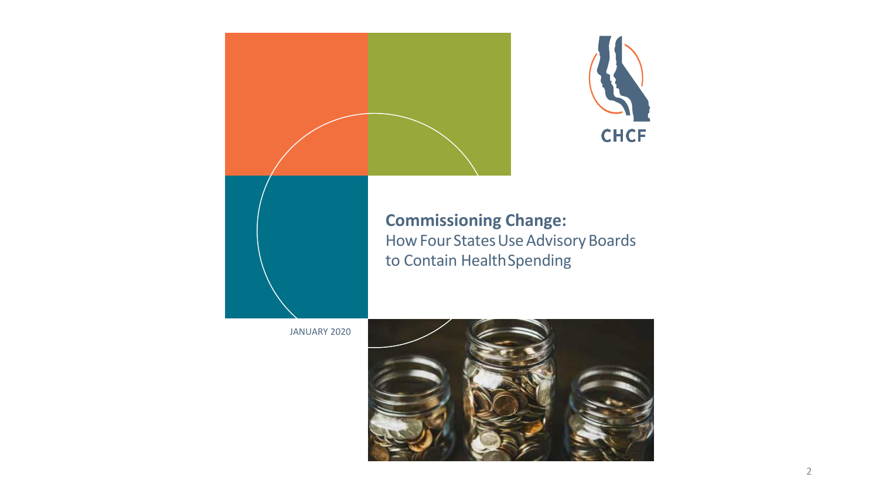CHCF

# Commissioning Change:

How Four States Use Advisory Boards to Contain Health Spending

JANUARY 2020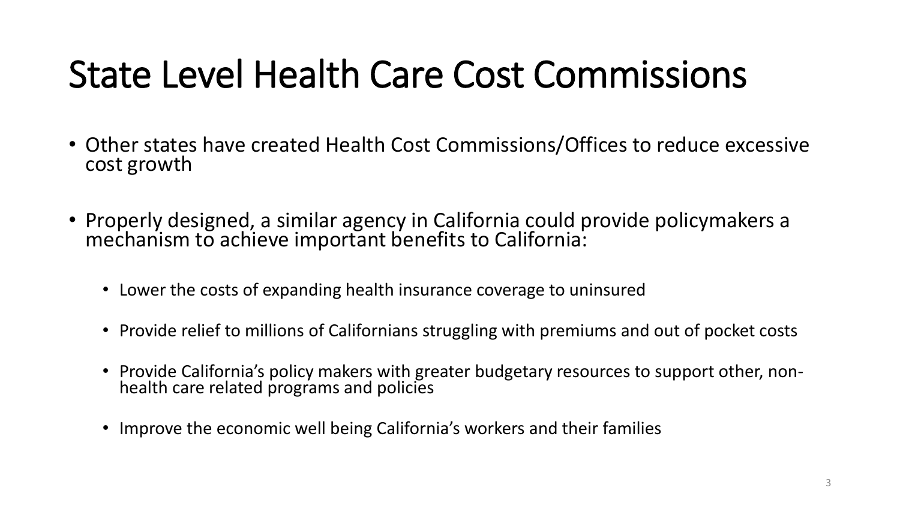# State Level Health Care Cost Commissions

- Other states have created Health Cost Commissions/Offices to reduce excessive cost growth
- Properly designed, a similar agency in California could provide policymakers a mechanism to achieve important benefits to California:
  - Lower the costs of expanding health insurance coverage to uninsured
  - Provide relief to millions of Californians struggling with premiums and out of pocket costs
  - Provide California's policy makers with greater budgetary resources to support other, non-health care related programs and policies
  - Improve the economic well being California's workers and their families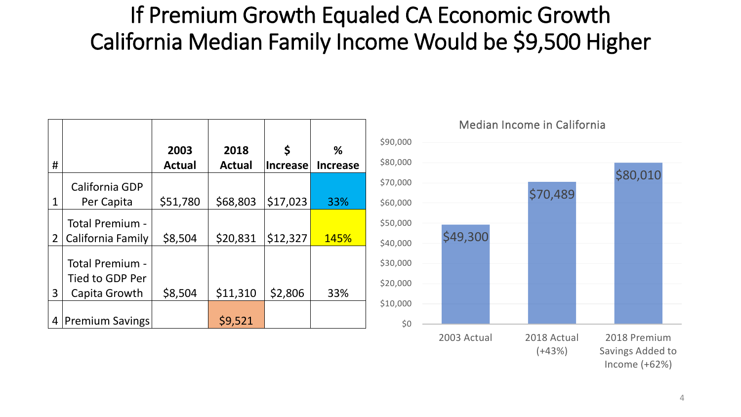# If Premium Growth Equaled CA Economic Growth California Median Family Income Would be $9,500 Higher

| # | | 2003 Actual | 2018 Actual | $ Increase | % Increase |
|---|---|---|---|---|---|
| 1 | California GDP Per Capita | $51,780 | $68,803 | $17,023 | 33% |
| 2 | Total Premium - California Family | $8,504 | $20,831 | $12,327 | 145% |
| 3 | Total Premium - Tied to GDP Per Capita Growth | $8,504 | $11,310 | $2,806 | 33% |
| 4 | Premium Savings | | $9,521 | | |

Median Income in California

| | Median Income |
|---|---|
| 2003 Actual | $49,300 |
| 2018 Actual (+43%) | $70,489 |
| 2018 Premium Savings Added to Income (+62%) | $80,010 |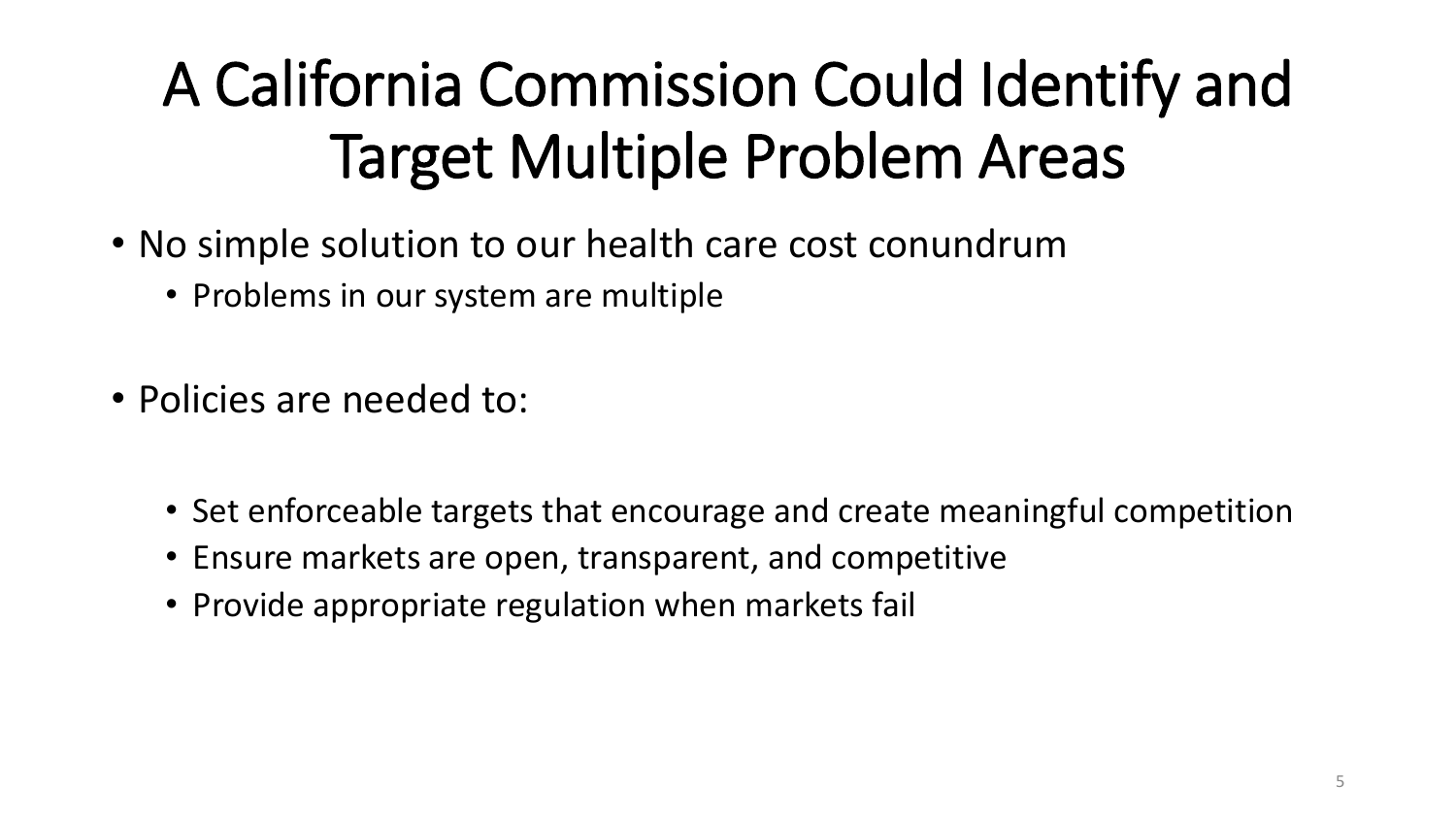# A California Commission Could Identify and Target Multiple Problem Areas

- No simple solution to our health care cost conundrum
  - Problems in our system are multiple
- Policies are needed to:
  - Set enforceable targets that encourage and create meaningful competition
  - Ensure markets are open, transparent, and competitive
  - Provide appropriate regulation when markets fail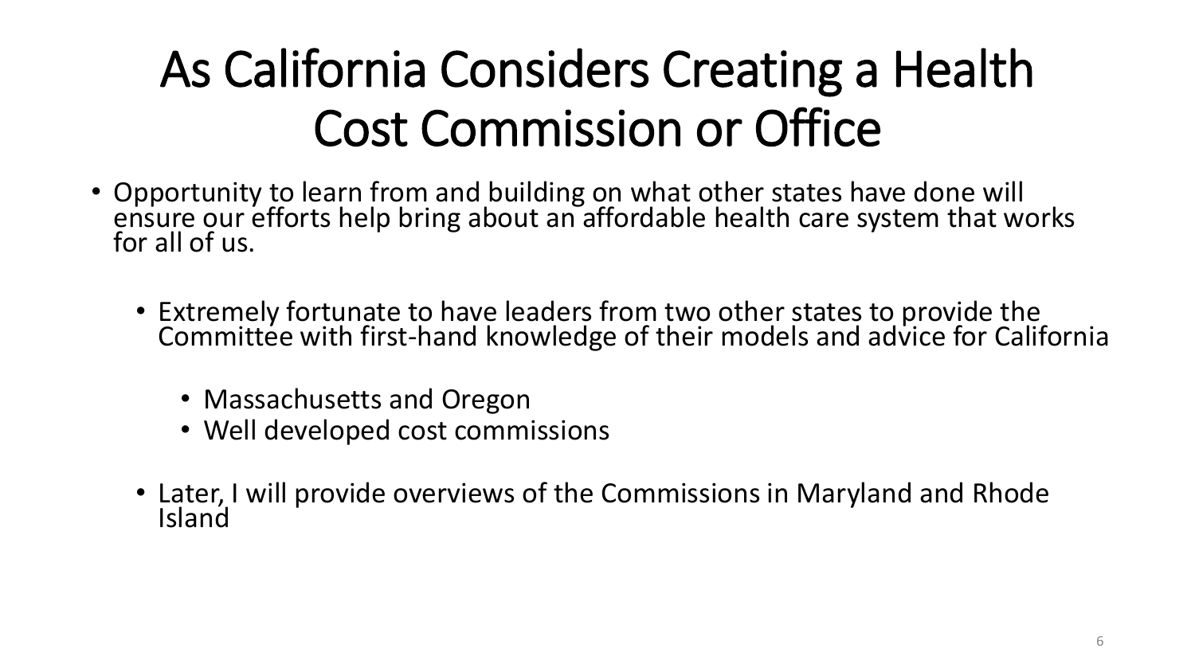# As California Considers Creating a Health Cost Commission or Office

- Opportunity to learn from and building on what other states have done will ensure our efforts help bring about an affordable health care system that works for all of us.
  - Extremely fortunate to have leaders from two other states to provide the Committee with first-hand knowledge of their models and advice for California
    - Massachusetts and Oregon
    - Well developed cost commissions
  - Later, I will provide overviews of the Commissions in Maryland and Rhode Island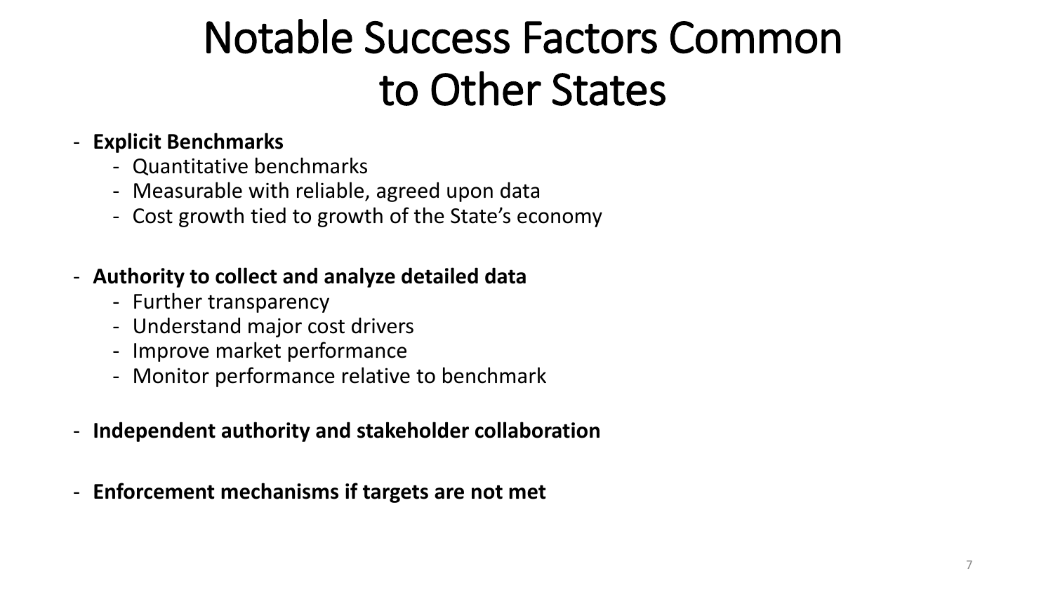# Notable Success Factors Common to Other States

- **Explicit Benchmarks**
  - Quantitative benchmarks
  - Measurable with reliable, agreed upon data
  - Cost growth tied to growth of the State's economy

- **Authority to collect and analyze detailed data**
  - Further transparency
  - Understand major cost drivers
  - Improve market performance
  - Monitor performance relative to benchmark

- **Independent authority and stakeholder collaboration**

- **Enforcement mechanisms if targets are not met**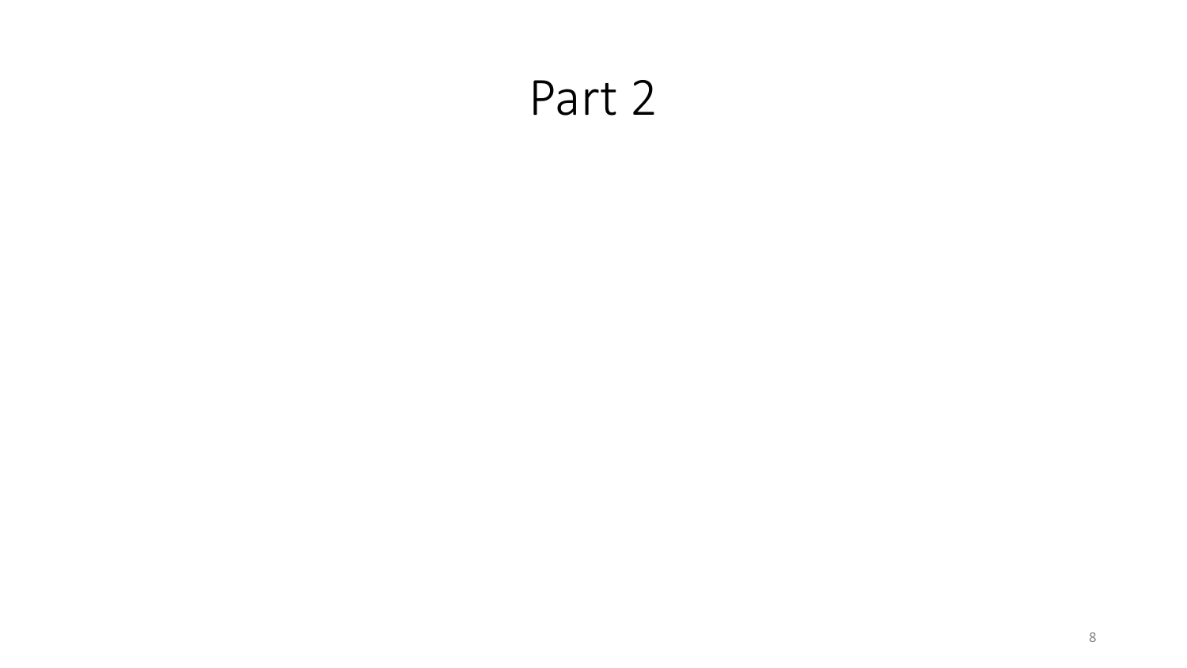# Part 2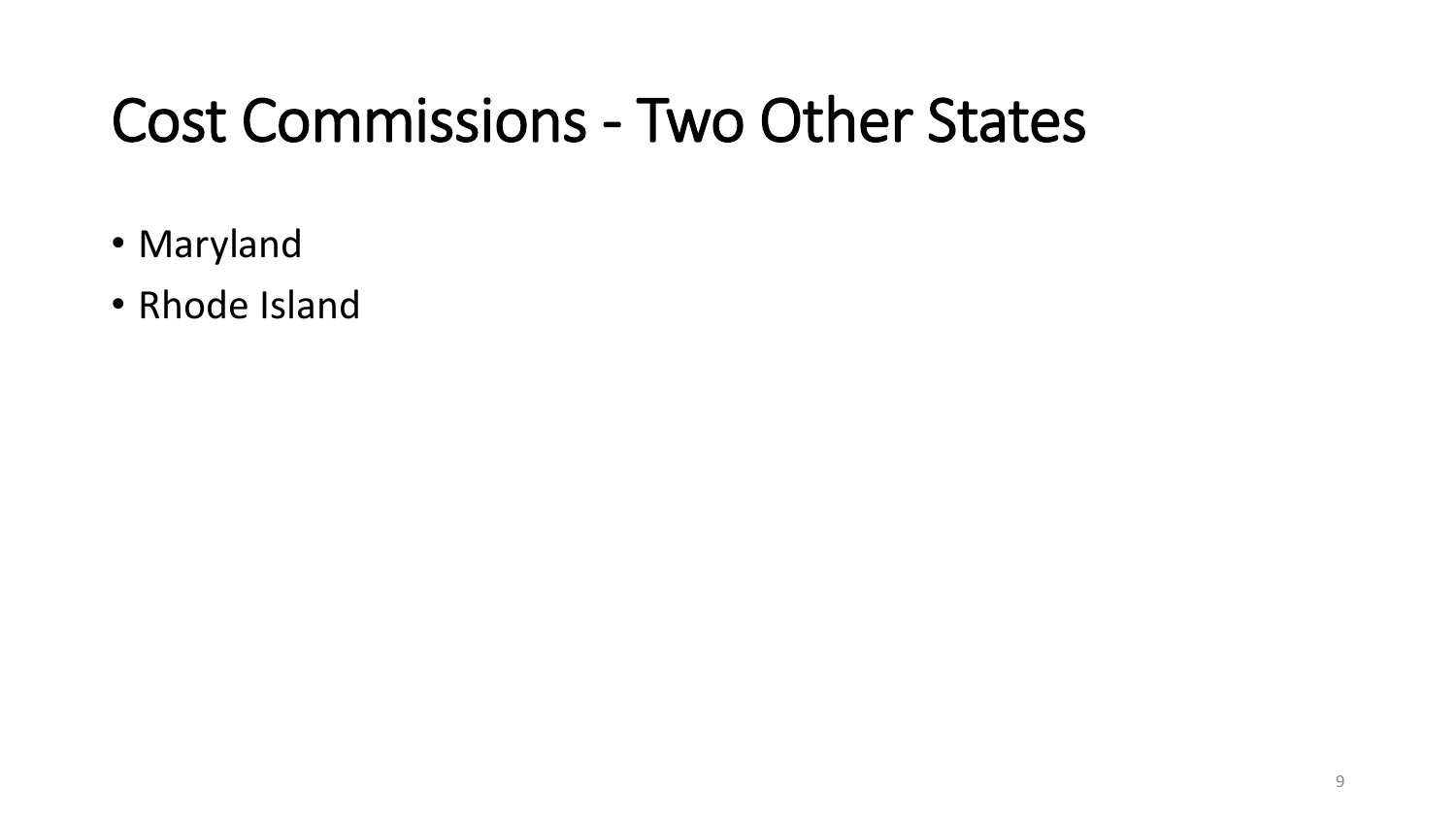# Cost Commissions - Two Other States

- Maryland
- Rhode Island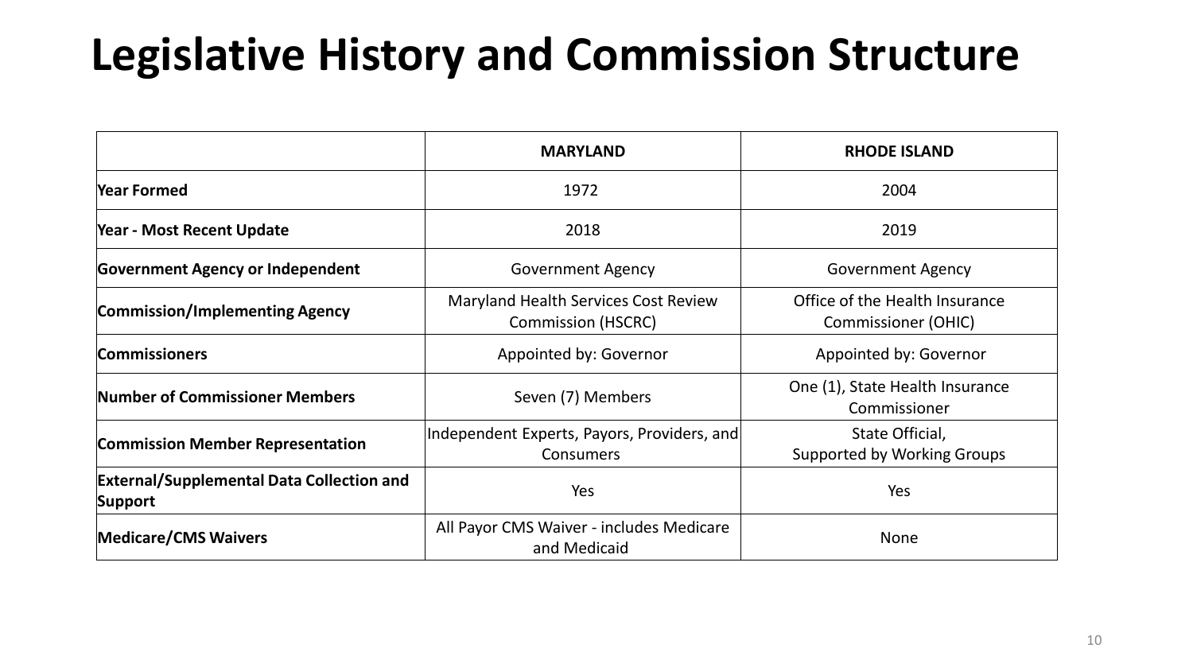# Legislative History and Commission Structure

| | **MARYLAND** | **RHODE ISLAND** |
|---|---|---|
| **Year Formed** | 1972 | 2004 |
| **Year - Most Recent Update** | 2018 | 2019 |
| **Government Agency or Independent** | Government Agency | Government Agency |
| **Commission/Implementing Agency** | Maryland Health Services Cost Review Commission (HSCRC) | Office of the Health Insurance Commissioner (OHIC) |
| **Commissioners** | Appointed by: Governor | Appointed by: Governor |
| **Number of Commissioner Members** | Seven (7) Members | One (1), State Health Insurance Commissioner |
| **Commission Member Representation** | Independent Experts, Payors, Providers, and Consumers | State Official, Supported by Working Groups |
| **External/Supplemental Data Collection and Support** | Yes | Yes |
| **Medicare/CMS Waivers** | All Payor CMS Waiver - includes Medicare and Medicaid | None |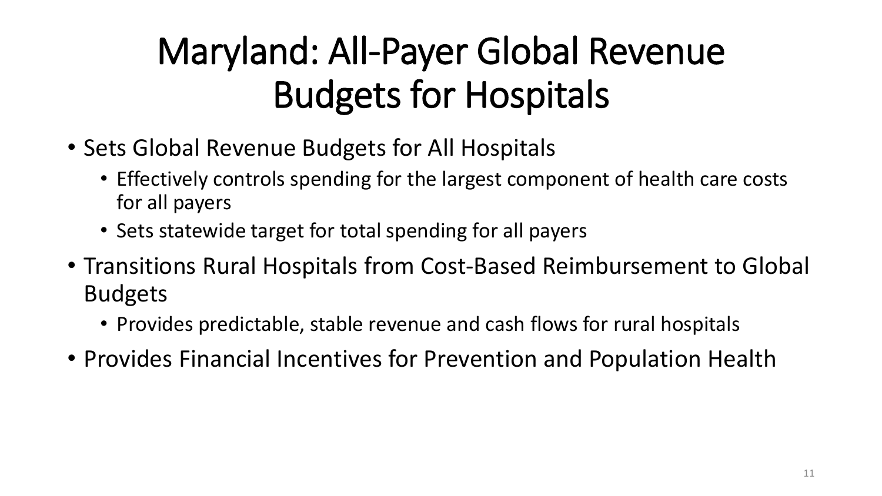# Maryland: All-Payer Global Revenue Budgets for Hospitals

- Sets Global Revenue Budgets for All Hospitals
  - Effectively controls spending for the largest component of health care costs for all payers
  - Sets statewide target for total spending for all payers
- Transitions Rural Hospitals from Cost-Based Reimbursement to Global Budgets
  - Provides predictable, stable revenue and cash flows for rural hospitals
- Provides Financial Incentives for Prevention and Population Health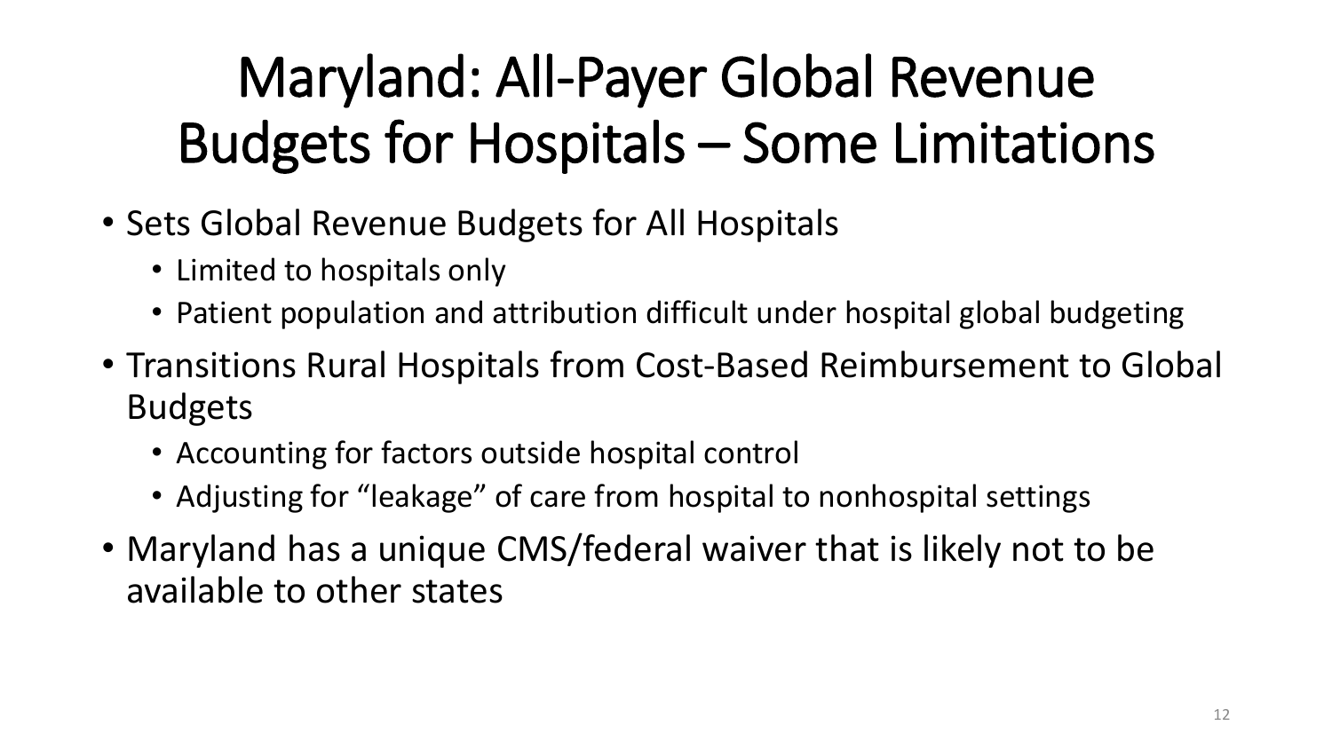# Maryland: All-Payer Global Revenue Budgets for Hospitals – Some Limitations

- Sets Global Revenue Budgets for All Hospitals
  - Limited to hospitals only
  - Patient population and attribution difficult under hospital global budgeting
- Transitions Rural Hospitals from Cost-Based Reimbursement to Global Budgets
  - Accounting for factors outside hospital control
  - Adjusting for "leakage" of care from hospital to nonhospital settings
- Maryland has a unique CMS/federal waiver that is likely not to be available to other states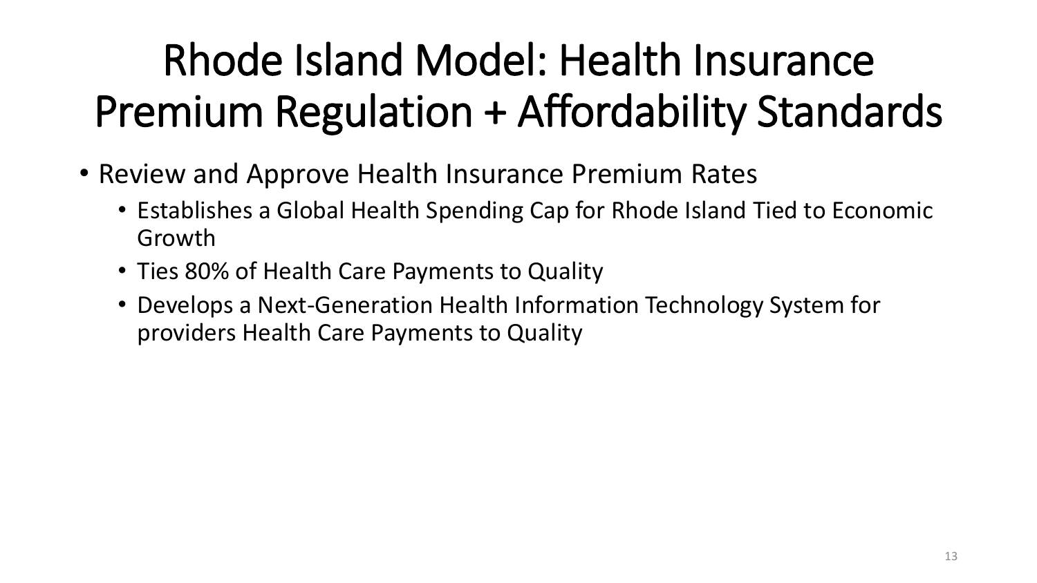# Rhode Island Model: Health Insurance Premium Regulation + Affordability Standards

- Review and Approve Health Insurance Premium Rates
  - Establishes a Global Health Spending Cap for Rhode Island Tied to Economic Growth
  - Ties 80% of Health Care Payments to Quality
  - Develops a Next-Generation Health Information Technology System for providers Health Care Payments to Quality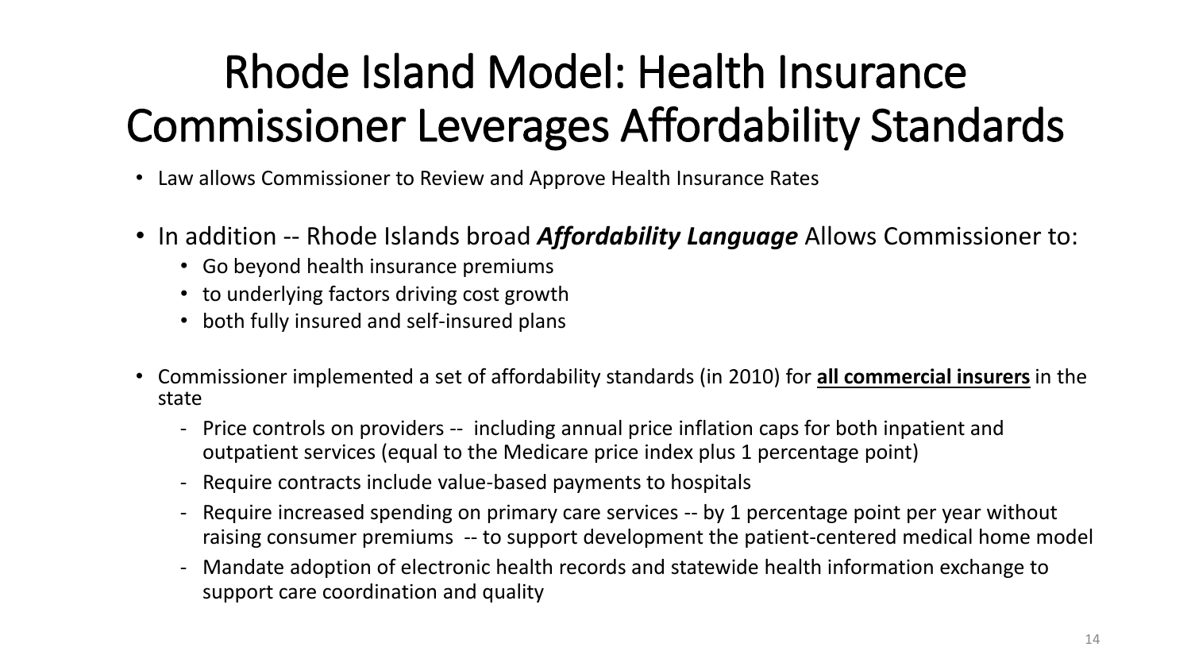# Rhode Island Model: Health Insurance Commissioner Leverages Affordability Standards

- Law allows Commissioner to Review and Approve Health Insurance Rates

- In addition -- Rhode Islands broad ***Affordability Language*** Allows Commissioner to:
  - Go beyond health insurance premiums
  - to underlying factors driving cost growth
  - both fully insured and self-insured plans

- Commissioner implemented a set of affordability standards (in 2010) for **<u>all commercial insurers</u>** in the state
  - Price controls on providers -- including annual price inflation caps for both inpatient and outpatient services (equal to the Medicare price index plus 1 percentage point)
  - Require contracts include value-based payments to hospitals
  - Require increased spending on primary care services -- by 1 percentage point per year without raising consumer premiums -- to support development the patient-centered medical home model
  - Mandate adoption of electronic health records and statewide health information exchange to support care coordination and quality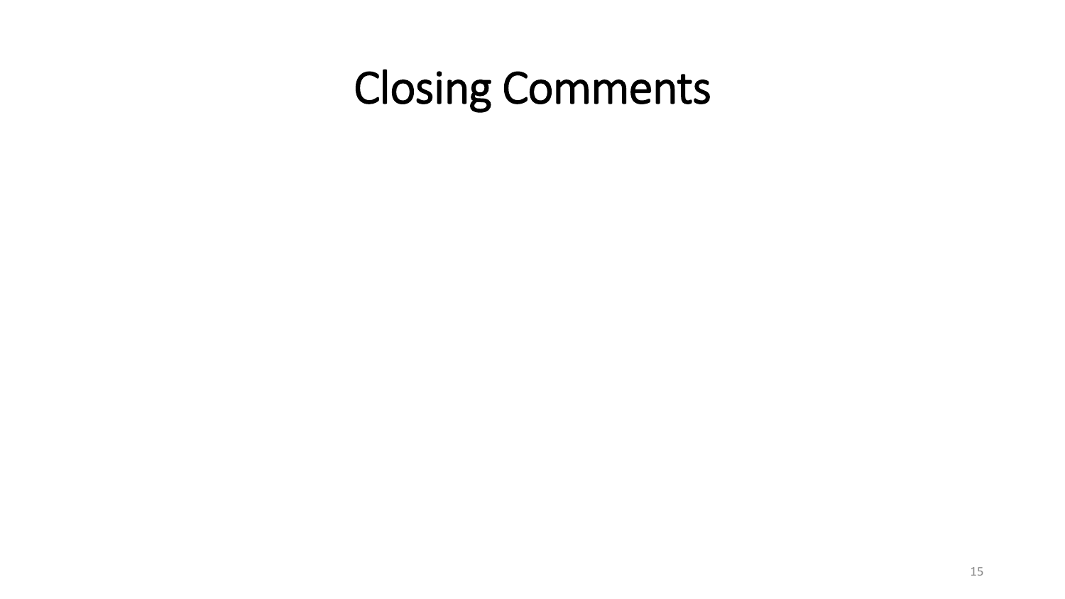# Closing Comments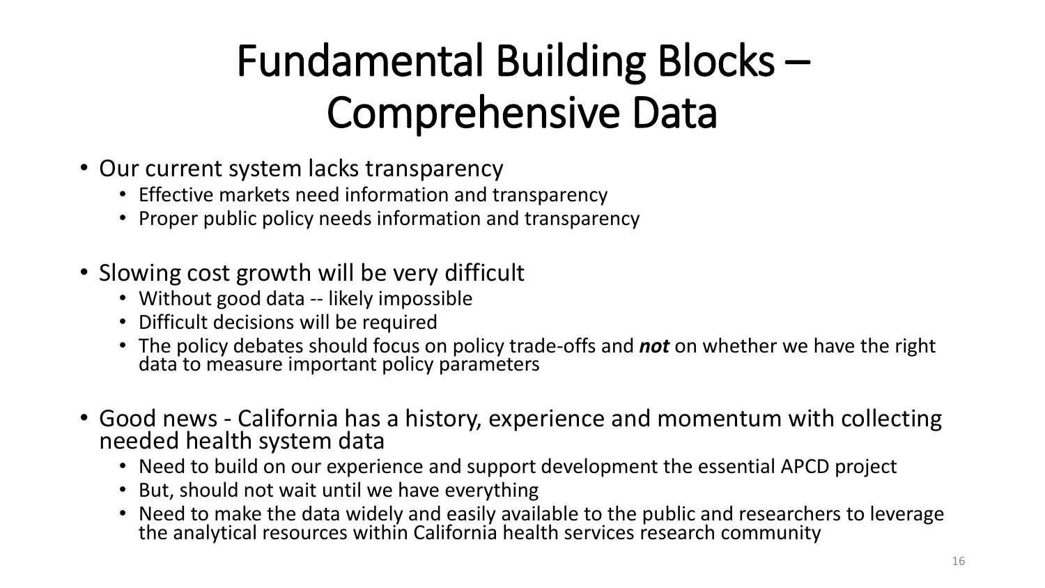# Fundamental Building Blocks – Comprehensive Data

- Our current system lacks transparency
  - Effective markets need information and transparency
  - Proper public policy needs information and transparency
- Slowing cost growth will be very difficult
  - Without good data -- likely impossible
  - Difficult decisions will be required
  - The policy debates should focus on policy trade-offs and ***not*** on whether we have the right data to measure important policy parameters
- Good news - California has a history, experience and momentum with collecting needed health system data
  - Need to build on our experience and support development the essential APCD project
  - But, should not wait until we have everything
  - Need to make the data widely and easily available to the public and researchers to leverage the analytical resources within California health services research community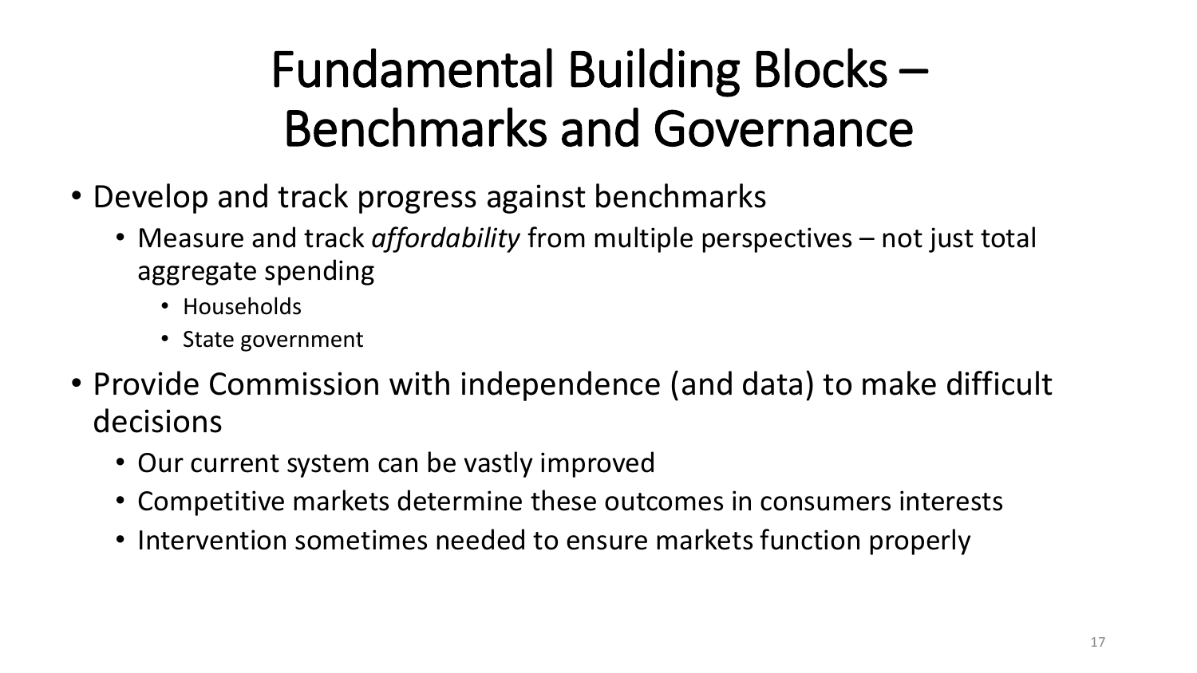# Fundamental Building Blocks – Benchmarks and Governance

- Develop and track progress against benchmarks
  - Measure and track *affordability* from multiple perspectives – not just total aggregate spending
    - Households
    - State government
- Provide Commission with independence (and data) to make difficult decisions
  - Our current system can be vastly improved
  - Competitive markets determine these outcomes in consumers interests
  - Intervention sometimes needed to ensure markets function properly